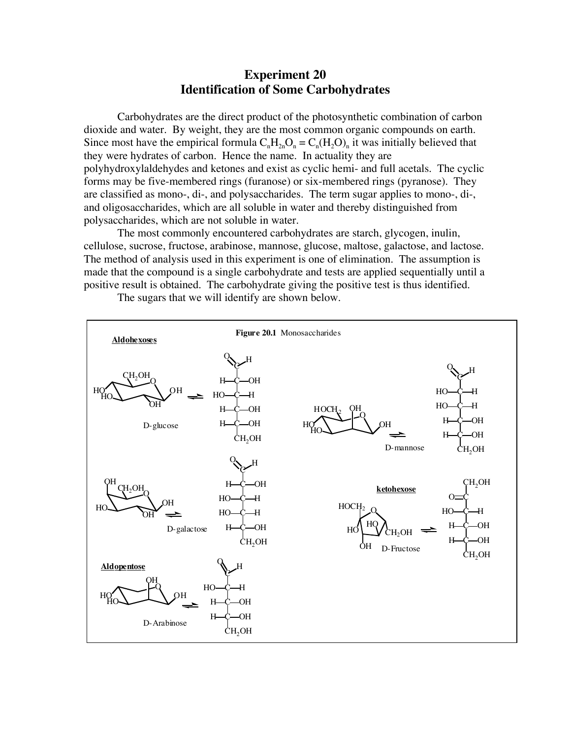# Experiment 20
## Identification of Some Carbohydrates

Carbohydrates are the direct product of the photosynthetic combination of carbon dioxide and water. By weight, they are the most common organic compounds on earth. Since most have the empirical formula $C_nH_{2n}O_n = C_n(H_2O)_n$ it was initially believed that they were hydrates of carbon. Hence the name. In actuality they are polyhydroxylaldehydes and ketones and exist as cyclic hemi- and full acetals. The cyclic forms may be five-membered rings (furanose) or six-membered rings (pyranose). They are classified as mono-, di-, and polysaccharides. The term sugar applies to mono-, di-, and oligosaccharides, which are all soluble in water and thereby distinguished from polysaccharides, which are not soluble in water.

The most commonly encountered carbohydrates are starch, glycogen, inulin, cellulose, sucrose, fructose, arabinose, mannose, glucose, maltose, galactose, and lactose. The method of analysis used in this experiment is one of elimination. The assumption is made that the compound is a single carbohydrate and tests are applied sequentially until a positive result is obtained. The carbohydrate giving the positive test is thus identified.

The sugars that we will identify are shown below.

**Figure 20.1** Monosaccharides

**Aldohexoses**

D-glucose

D-mannose

D-galactose

**ketohexose**

D-Fructose

**Aldopentose**

D-Arabinose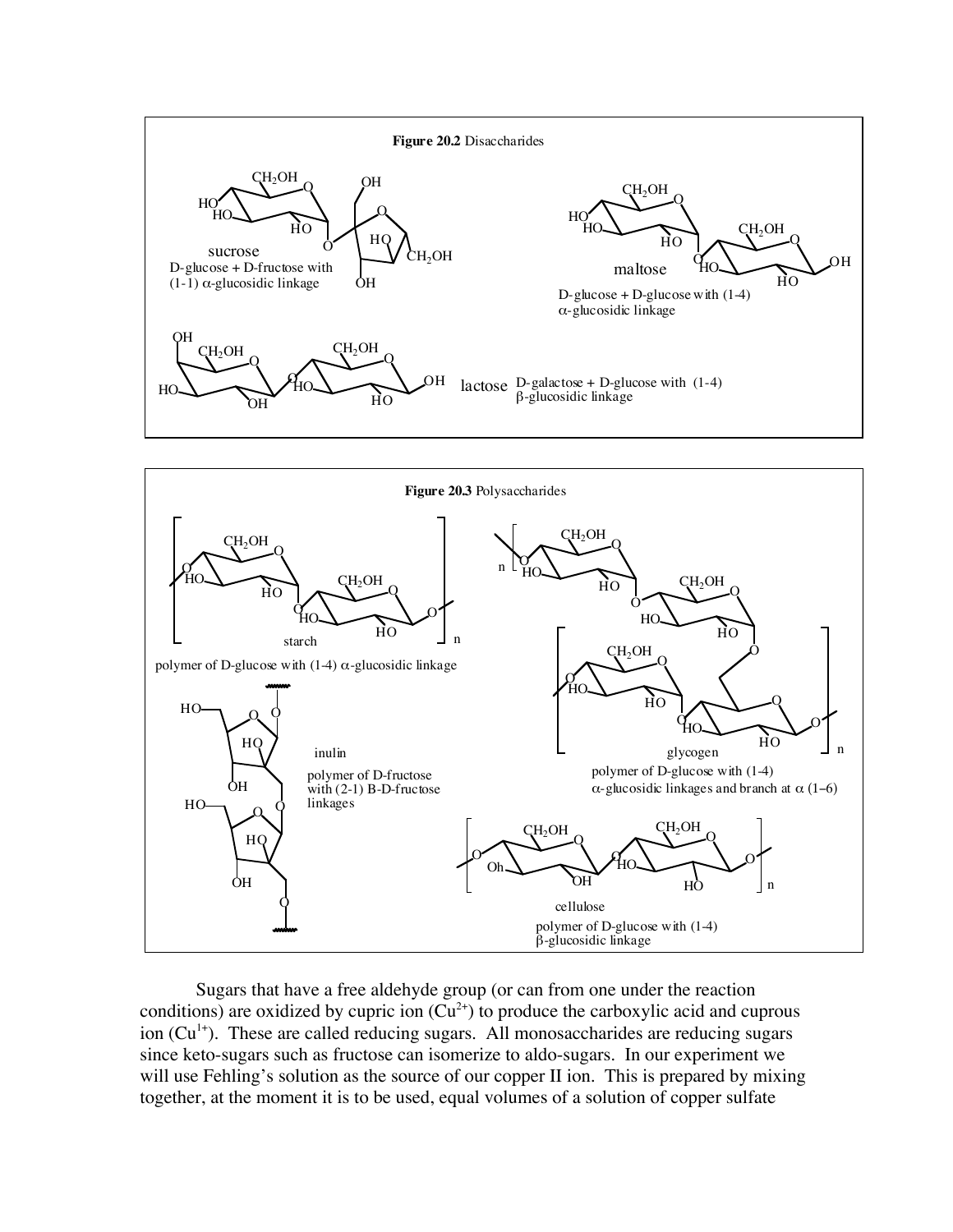**Figure 20.2** Disaccharides

sucrose
D-glucose + D-fructose with (1-1) α-glucosidic linkage

maltose
D-glucose + D-glucose with (1-4) α-glucosidic linkage

lactose
D-galactose + D-glucose with (1-4) β-glucosidic linkage

**Figure 20.3** Polysaccharides

starch
polymer of D-glucose with (1-4) α-glucosidic linkage

inulin
polymer of D-fructose with (2-1) B-D-fructose linkages

glycogen
polymer of D-glucose with (1-4) α-glucosidic linkages and branch at α (1–6)

cellulose
polymer of D-glucose with (1-4) β-glucosidic linkage

Sugars that have a free aldehyde group (or can from one under the reaction conditions) are oxidized by cupric ion ($Cu^{2+}$) to produce the carboxylic acid and cuprous ion ($Cu^{1+}$). These are called reducing sugars. All monosaccharides are reducing sugars since keto-sugars such as fructose can isomerize to aldo-sugars. In our experiment we will use Fehling's solution as the source of our copper II ion. This is prepared by mixing together, at the moment it is to be used, equal volumes of a solution of copper sulfate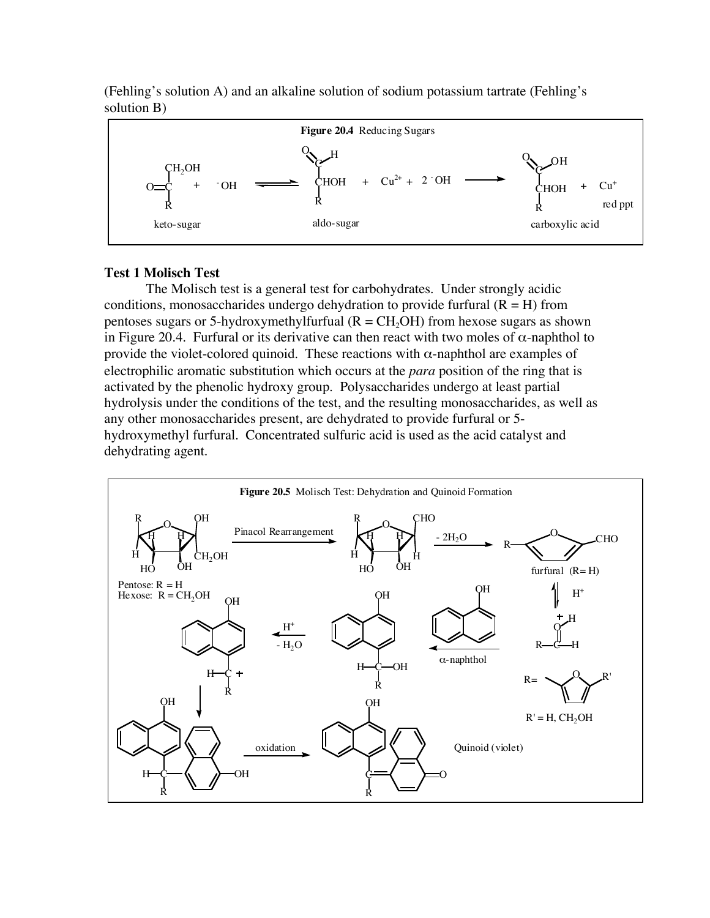(Fehling's solution A) and an alkaline solution of sodium potassium tartrate (Fehling's solution B)

**Figure 20.4** Reducing Sugars

keto-sugar + $^-OH$ ⇌ aldo-sugar + $Cu^{2+}$ + 2 $^-OH$ ⟶ carboxylic acid + $Cu^{+}$ red ppt

### Test 1 Molisch Test

The Molisch test is a general test for carbohydrates. Under strongly acidic conditions, monosaccharides undergo dehydration to provide furfural (R = H) from pentoses sugars or 5-hydroxymethylfurfural (R = $CH_2OH$) from hexose sugars as shown in Figure 20.4. Furfural or its derivative can then react with two moles of $\alpha$-naphthol to provide the violet-colored quinoid. These reactions with $\alpha$-naphthol are examples of electrophilic aromatic substitution which occurs at the *para* position of the ring that is activated by the phenolic hydroxy group. Polysaccharides undergo at least partial hydrolysis under the conditions of the test, and the resulting monosaccharides, as well as any other monosaccharides present, are dehydrated to provide furfural or 5-hydroxymethyl furfural. Concentrated sulfuric acid is used as the acid catalyst and dehydrating agent.

**Figure 20.5** Molisch Test: Dehydration and Quinoid Formation

Pentose: R = H
Hexose: R = $CH_2OH$

Pinacol Rearrangement → $- 2H_2O$ → furfural (R = H) → $H^+$ → $\alpha$-naphthol → $H^+$, $- H_2O$ → oxidation → Quinoid (violet)

R' = H, $CH_2OH$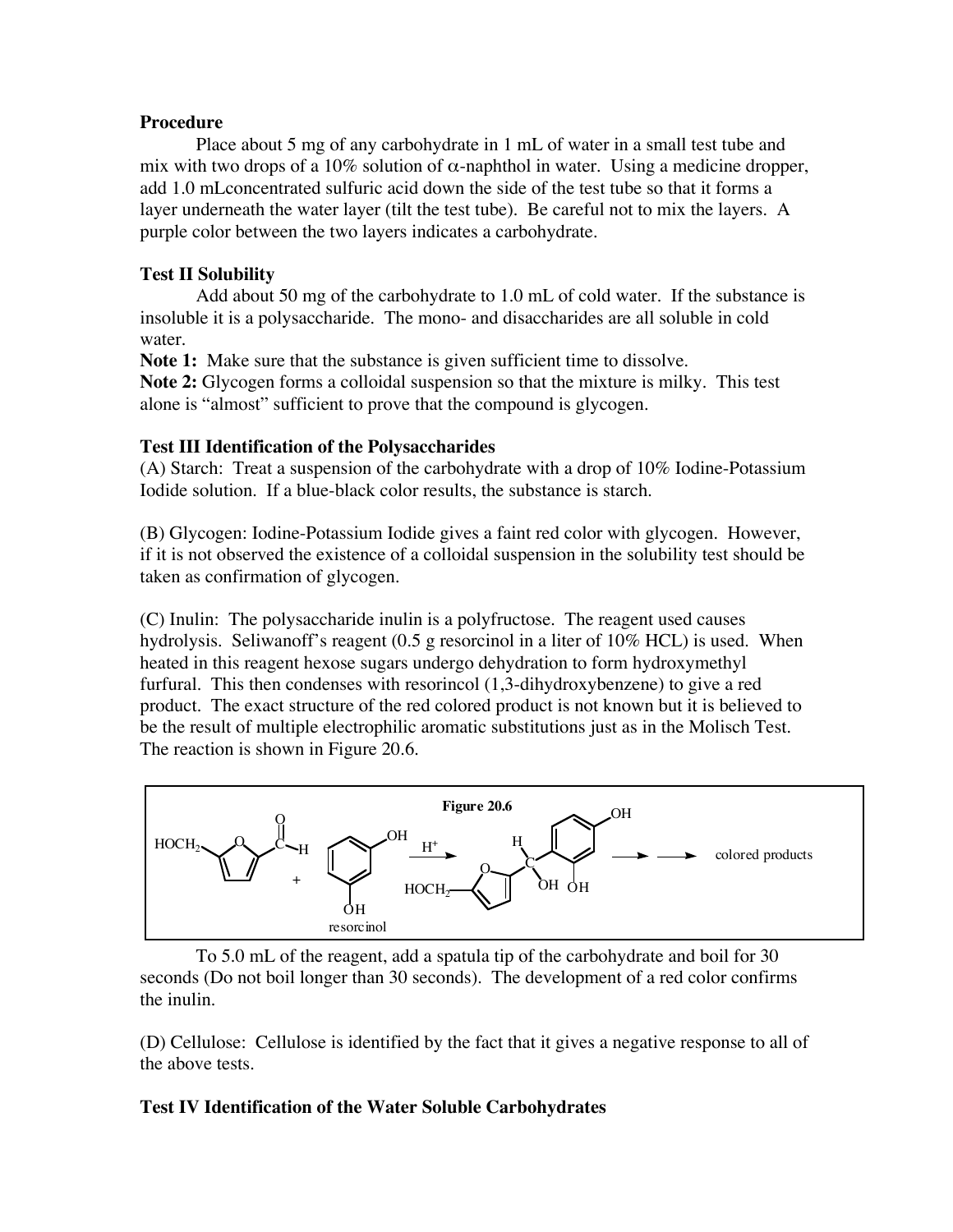**Procedure**

Place about 5 mg of any carbohydrate in 1 mL of water in a small test tube and mix with two drops of a 10% solution of $\alpha$-naphthol in water. Using a medicine dropper, add 1.0 mLconcentrated sulfuric acid down the side of the test tube so that it forms a layer underneath the water layer (tilt the test tube). Be careful not to mix the layers. A purple color between the two layers indicates a carbohydrate.

**Test II Solubility**

Add about 50 mg of the carbohydrate to 1.0 mL of cold water. If the substance is insoluble it is a polysaccharide. The mono- and disaccharides are all soluble in cold water.

**Note 1:** Make sure that the substance is given sufficient time to dissolve.
**Note 2:** Glycogen forms a colloidal suspension so that the mixture is milky. This test alone is "almost" sufficient to prove that the compound is glycogen.

**Test III Identification of the Polysaccharides**

(A) Starch: Treat a suspension of the carbohydrate with a drop of 10% Iodine-Potassium Iodide solution. If a blue-black color results, the substance is starch.

(B) Glycogen: Iodine-Potassium Iodide gives a faint red color with glycogen. However, if it is not observed the existence of a colloidal suspension in the solubility test should be taken as confirmation of glycogen.

(C) Inulin: The polysaccharide inulin is a polyfructose. The reagent used causes hydrolysis. Seliwanoff's reagent (0.5 g resorcinol in a liter of 10% HCL) is used. When heated in this reagent hexose sugars undergo dehydration to form hydroxymethyl furfural. This then condenses with resorincol (1,3-dihydroxybenzene) to give a red product. The exact structure of the red colored product is not known but it is believed to be the result of multiple electrophilic aromatic substitutions just as in the Molisch Test. The reaction is shown in Figure 20.6.

**Figure 20.6**

$HOCH_2$-furfural (CHO) + resorcinol $\xrightarrow{H^+}$ $HOCH_2$-furyl-CH(OH)-(2,4-dihydroxyphenyl) $\longrightarrow \longrightarrow$ colored products

To 5.0 mL of the reagent, add a spatula tip of the carbohydrate and boil for 30 seconds (Do not boil longer than 30 seconds). The development of a red color confirms the inulin.

(D) Cellulose: Cellulose is identified by the fact that it gives a negative response to all of the above tests.

**Test IV Identification of the Water Soluble Carbohydrates**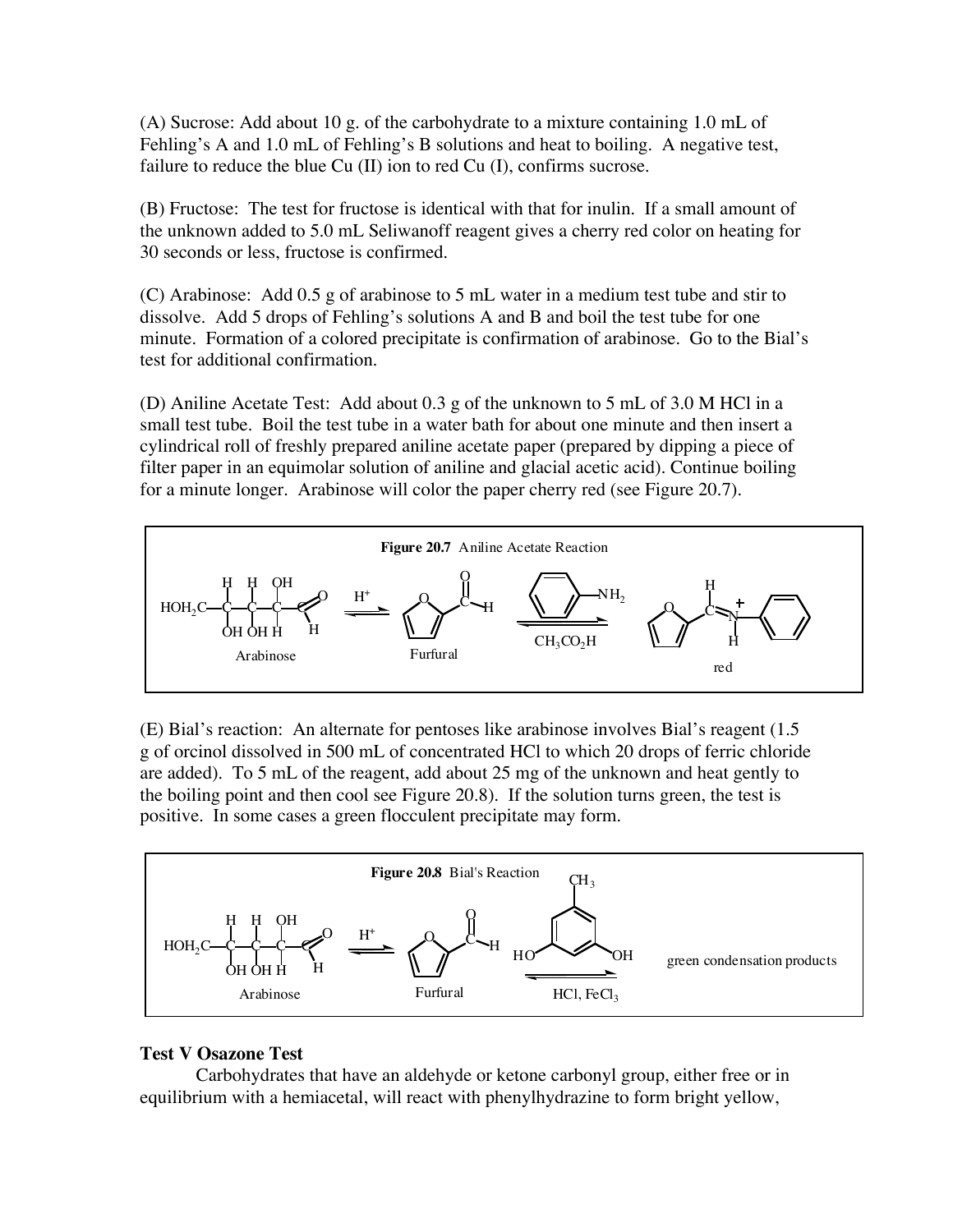(A) Sucrose: Add about 10 g. of the carbohydrate to a mixture containing 1.0 mL of Fehling's A and 1.0 mL of Fehling's B solutions and heat to boiling. A negative test, failure to reduce the blue Cu (II) ion to red Cu (I), confirms sucrose.

(B) Fructose: The test for fructose is identical with that for inulin. If a small amount of the unknown added to 5.0 mL Seliwanoff reagent gives a cherry red color on heating for 30 seconds or less, fructose is confirmed.

(C) Arabinose: Add 0.5 g of arabinose to 5 mL water in a medium test tube and stir to dissolve. Add 5 drops of Fehling's solutions A and B and boil the test tube for one minute. Formation of a colored precipitate is confirmation of arabinose. Go to the Bial's test for additional confirmation.

(D) Aniline Acetate Test: Add about 0.3 g of the unknown to 5 mL of 3.0 M HCl in a small test tube. Boil the test tube in a water bath for about one minute and then insert a cylindrical roll of freshly prepared aniline acetate paper (prepared by dipping a piece of filter paper in an equimolar solution of aniline and glacial acetic acid). Continue boiling for a minute longer. Arabinose will color the paper cherry red (see Figure 20.7).

**Figure 20.7** Aniline Acetate Reaction

Arabinose ⇌ ($H^+$) Furfural ⇌ ($C_6H_5NH_2$, $CH_3CO_2H$) red

(E) Bial's reaction: An alternate for pentoses like arabinose involves Bial's reagent (1.5 g of orcinol dissolved in 500 mL of concentrated HCl to which 20 drops of ferric chloride are added). To 5 mL of the reagent, add about 25 mg of the unknown and heat gently to the boiling point and then cool see Figure 20.8). If the solution turns green, the test is positive. In some cases a green flocculent precipitate may form.

**Figure 20.8** Bial's Reaction

Arabinose ⇌ ($H^+$) Furfural ⇌ (orcinol, HCl, $FeCl_3$) green condensation products

### Test V Osazone Test

Carbohydrates that have an aldehyde or ketone carbonyl group, either free or in equilibrium with a hemiacetal, will react with phenylhydrazine to form bright yellow,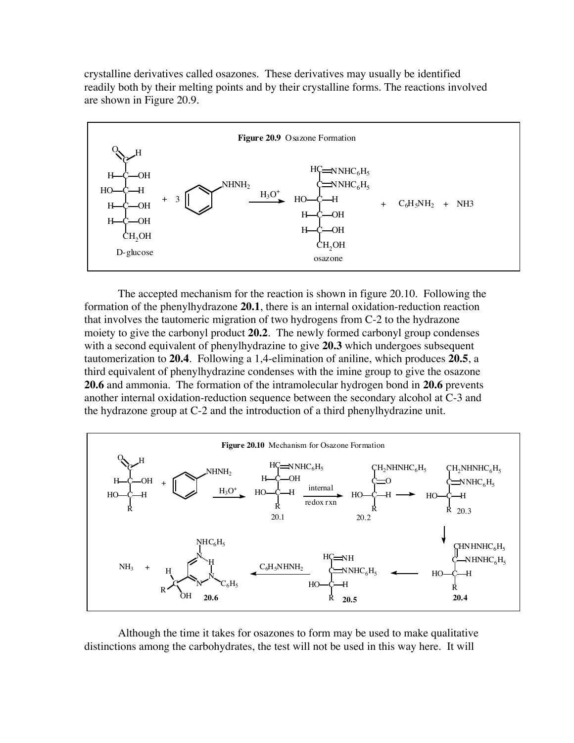crystalline derivatives called osazones. These derivatives may usually be identified readily both by their melting points and by their crystalline forms. The reactions involved are shown in Figure 20.9.

**Figure 20.9** Osazone Formation

The accepted mechanism for the reaction is shown in figure 20.10. Following the formation of the phenylhydrazone **20.1**, there is an internal oxidation-reduction reaction that involves the tautomeric migration of two hydrogens from C-2 to the hydrazone moiety to give the carbonyl product **20.2**. The newly formed carbonyl group condenses with a second equivalent of phenylhydrazine to give **20.3** which undergoes subsequent tautomerization to **20.4**. Following a 1,4-elimination of aniline, which produces **20.5**, a third equivalent of phenylhydrazine condenses with the imine group to give the osazone **20.6** and ammonia. The formation of the intramolecular hydrogen bond in **20.6** prevents another internal oxidation-reduction sequence between the secondary alcohol at C-3 and the hydrazone group at C-2 and the introduction of a third phenylhydrazine unit.

**Figure 20.10** Mechanism for Osazone Formation

Although the time it takes for osazones to form may be used to make qualitative distinctions among the carbohydrates, the test will not be used in this way here. It will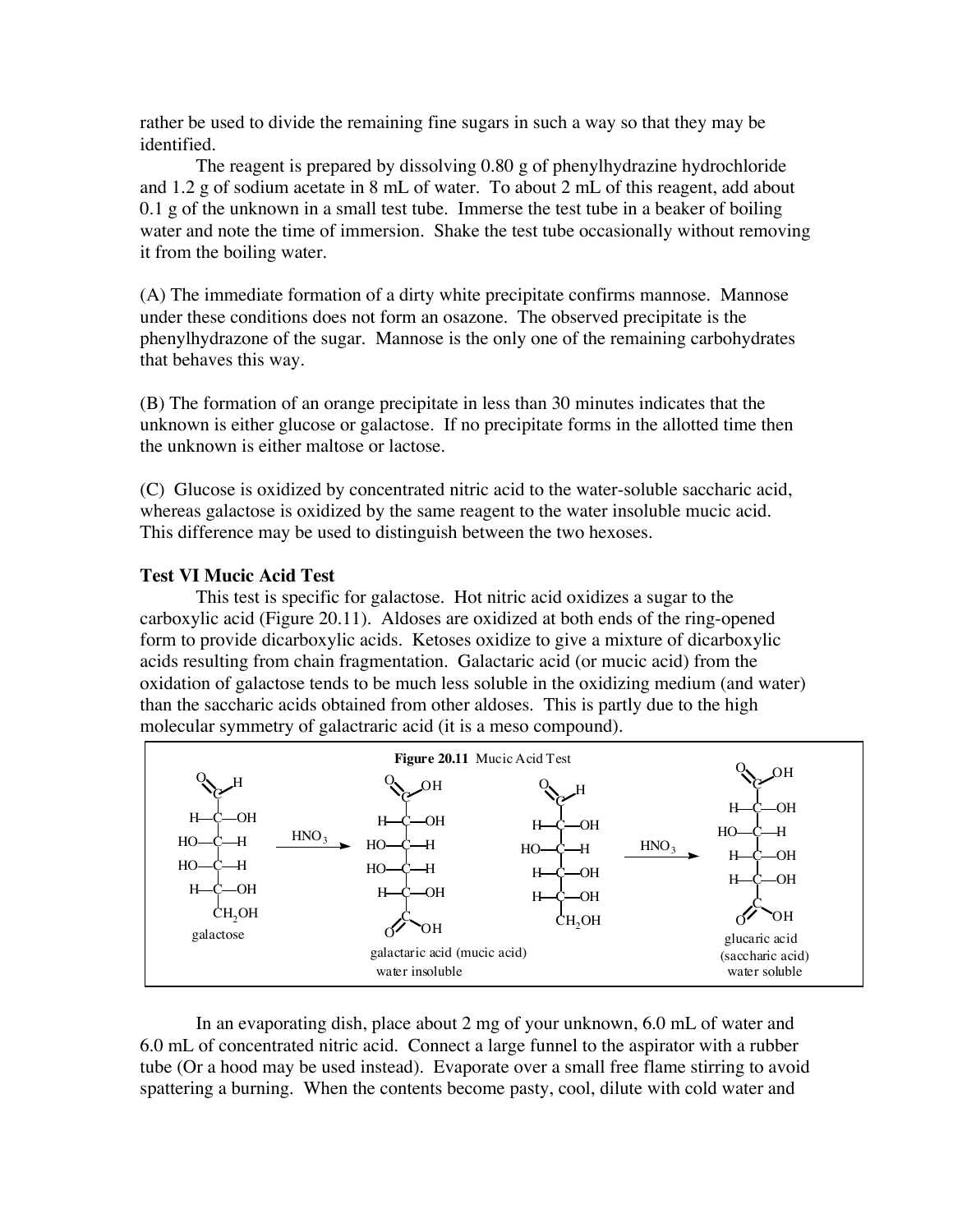rather be used to divide the remaining fine sugars in such a way so that they may be identified.

The reagent is prepared by dissolving 0.80 g of phenylhydrazine hydrochloride and 1.2 g of sodium acetate in 8 mL of water. To about 2 mL of this reagent, add about 0.1 g of the unknown in a small test tube. Immerse the test tube in a beaker of boiling water and note the time of immersion. Shake the test tube occasionally without removing it from the boiling water.

(A) The immediate formation of a dirty white precipitate confirms mannose. Mannose under these conditions does not form an osazone. The observed precipitate is the phenylhydrazone of the sugar. Mannose is the only one of the remaining carbohydrates that behaves this way.

(B) The formation of an orange precipitate in less than 30 minutes indicates that the unknown is either glucose or galactose. If no precipitate forms in the allotted time then the unknown is either maltose or lactose.

(C) Glucose is oxidized by concentrated nitric acid to the water-soluble saccharic acid, whereas galactose is oxidized by the same reagent to the water insoluble mucic acid. This difference may be used to distinguish between the two hexoses.

**Test VI Mucic Acid Test**

This test is specific for galactose. Hot nitric acid oxidizes a sugar to the carboxylic acid (Figure 20.11). Aldoses are oxidized at both ends of the ring-opened form to provide dicarboxylic acids. Ketoses oxidize to give a mixture of dicarboxylic acids resulting from chain fragmentation. Galactaric acid (or mucic acid) from the oxidation of galactose tends to be much less soluble in the oxidizing medium (and water) than the saccharic acids obtained from other aldoses. This is partly due to the high molecular symmetry of galactraric acid (it is a meso compound).

**Figure 20.11** Mucic Acid Test

galactose $\xrightarrow{HNO_3}$ galactaric acid (mucic acid) water insoluble

glucose $\xrightarrow{HNO_3}$ glucaric acid (saccharic acid) water soluble

In an evaporating dish, place about 2 mg of your unknown, 6.0 mL of water and 6.0 mL of concentrated nitric acid. Connect a large funnel to the aspirator with a rubber tube (Or a hood may be used instead). Evaporate over a small free flame stirring to avoid spattering a burning. When the contents become pasty, cool, dilute with cold water and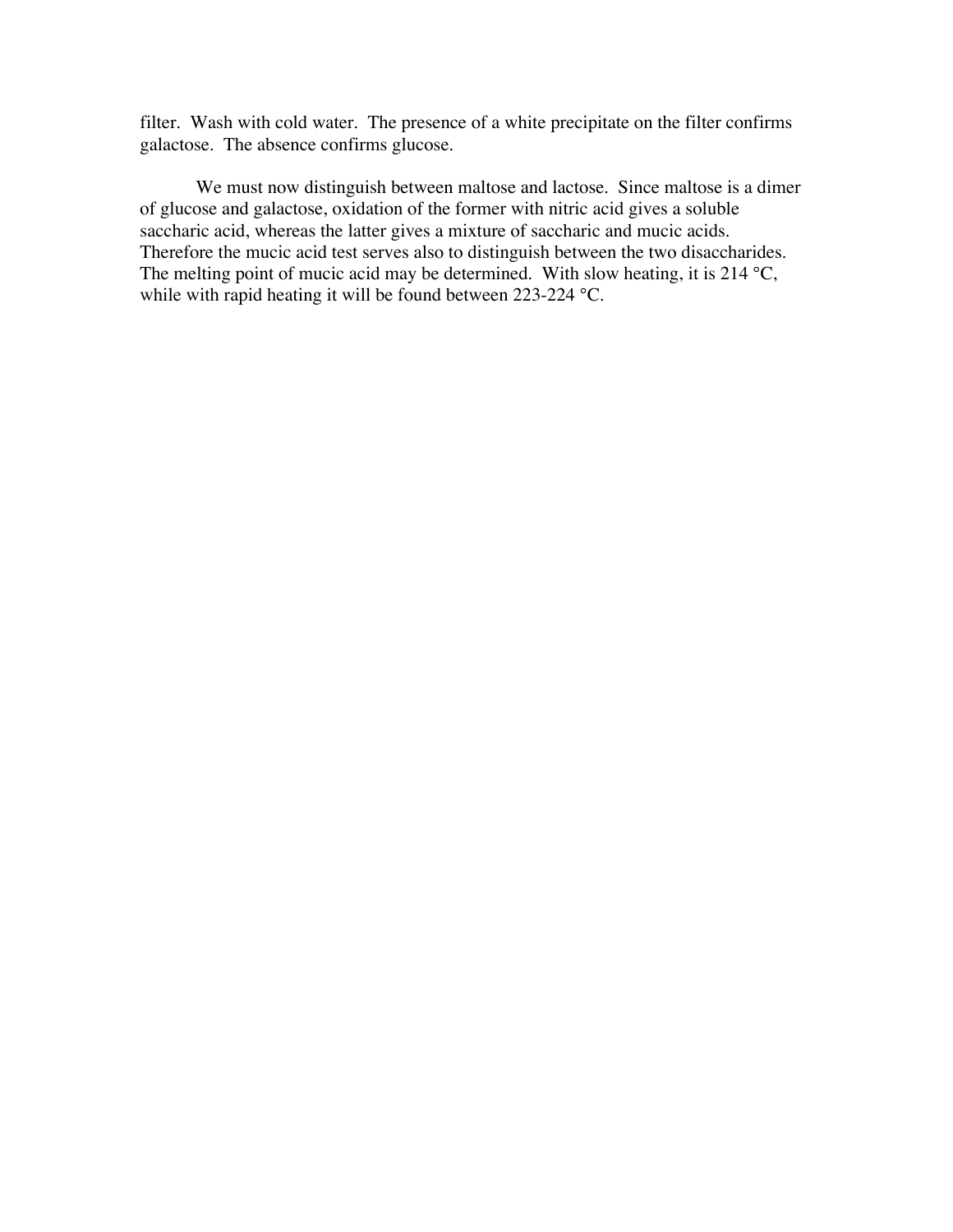filter. Wash with cold water. The presence of a white precipitate on the filter confirms galactose. The absence confirms glucose.

We must now distinguish between maltose and lactose. Since maltose is a dimer of glucose and galactose, oxidation of the former with nitric acid gives a soluble saccharic acid, whereas the latter gives a mixture of saccharic and mucic acids. Therefore the mucic acid test serves also to distinguish between the two disaccharides. The melting point of mucic acid may be determined. With slow heating, it is 214 °C, while with rapid heating it will be found between 223-224 °C.